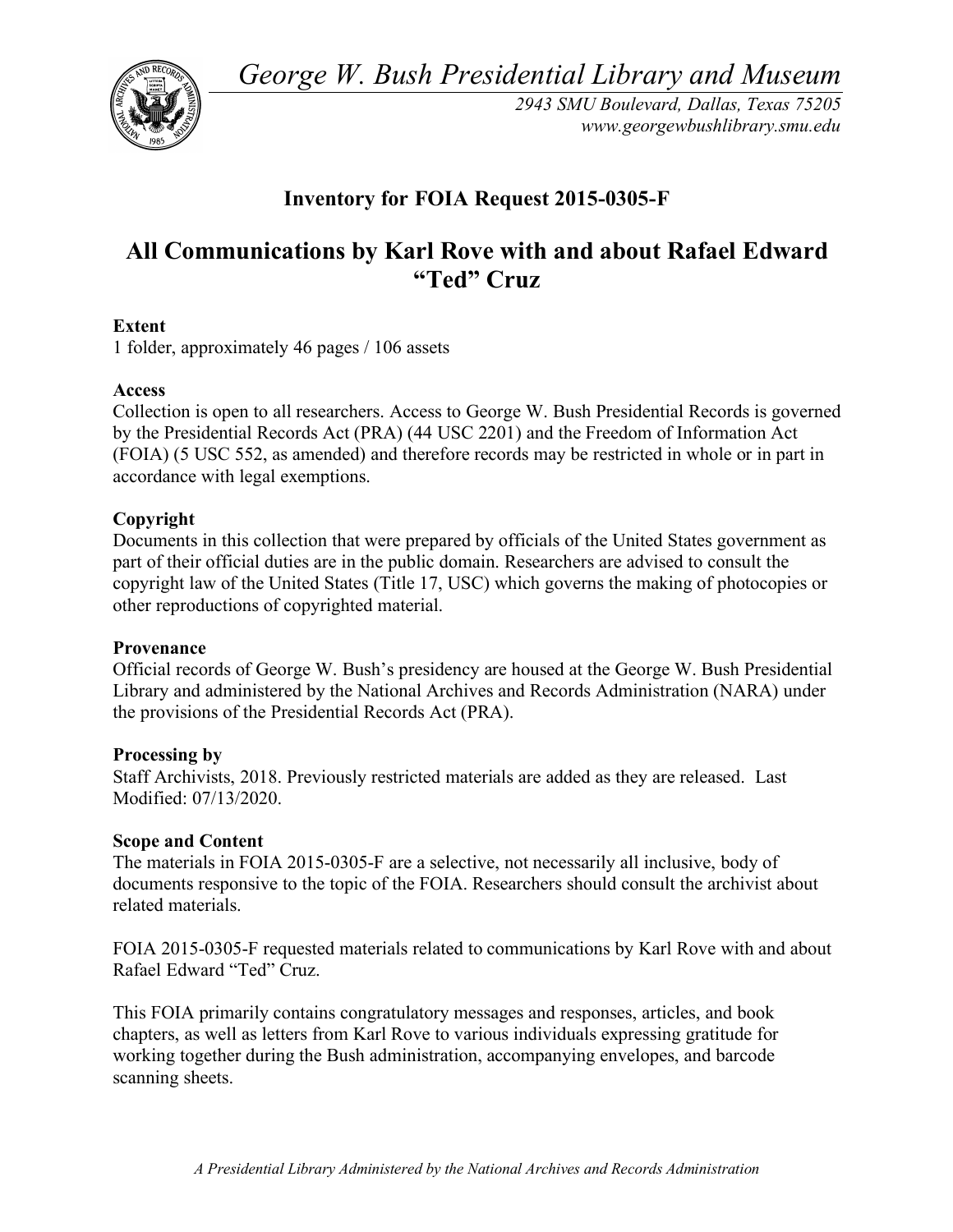*George W. Bush Presidential Library and Museum*

*2943 SMU Boulevard, Dallas, Texas 75205*
*www.georgewbushlibrary.smu.edu*

## Inventory for FOIA Request 2015-0305-F

# All Communications by Karl Rove with and about Rafael Edward "Ted" Cruz

**Extent**
1 folder, approximately 46 pages / 106 assets

**Access**
Collection is open to all researchers. Access to George W. Bush Presidential Records is governed by the Presidential Records Act (PRA) (44 USC 2201) and the Freedom of Information Act (FOIA) (5 USC 552, as amended) and therefore records may be restricted in whole or in part in accordance with legal exemptions.

**Copyright**
Documents in this collection that were prepared by officials of the United States government as part of their official duties are in the public domain. Researchers are advised to consult the copyright law of the United States (Title 17, USC) which governs the making of photocopies or other reproductions of copyrighted material.

**Provenance**
Official records of George W. Bush's presidency are housed at the George W. Bush Presidential Library and administered by the National Archives and Records Administration (NARA) under the provisions of the Presidential Records Act (PRA).

**Processing by**
Staff Archivists, 2018. Previously restricted materials are added as they are released. Last Modified: 07/13/2020.

**Scope and Content**
The materials in FOIA 2015-0305-F are a selective, not necessarily all inclusive, body of documents responsive to the topic of the FOIA. Researchers should consult the archivist about related materials.

FOIA 2015-0305-F requested materials related to communications by Karl Rove with and about Rafael Edward "Ted" Cruz.

This FOIA primarily contains congratulatory messages and responses, articles, and book chapters, as well as letters from Karl Rove to various individuals expressing gratitude for working together during the Bush administration, accompanying envelopes, and barcode scanning sheets.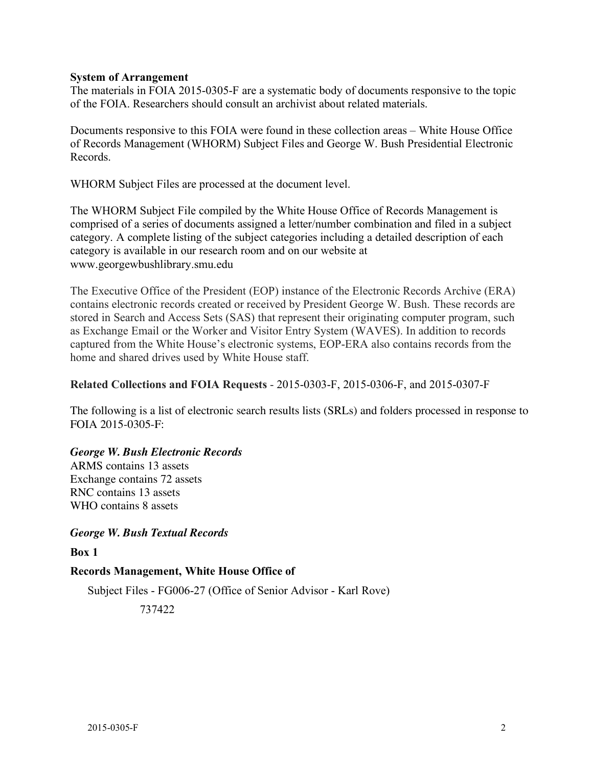**System of Arrangement**

The materials in FOIA 2015-0305-F are a systematic body of documents responsive to the topic of the FOIA. Researchers should consult an archivist about related materials.

Documents responsive to this FOIA were found in these collection areas – White House Office of Records Management (WHORM) Subject Files and George W. Bush Presidential Electronic Records.

WHORM Subject Files are processed at the document level.

The WHORM Subject File compiled by the White House Office of Records Management is comprised of a series of documents assigned a letter/number combination and filed in a subject category. A complete listing of the subject categories including a detailed description of each category is available in our research room and on our website at www.georgewbushlibrary.smu.edu

The Executive Office of the President (EOP) instance of the Electronic Records Archive (ERA) contains electronic records created or received by President George W. Bush. These records are stored in Search and Access Sets (SAS) that represent their originating computer program, such as Exchange Email or the Worker and Visitor Entry System (WAVES). In addition to records captured from the White House's electronic systems, EOP-ERA also contains records from the home and shared drives used by White House staff.

**Related Collections and FOIA Requests** - 2015-0303-F, 2015-0306-F, and 2015-0307-F

The following is a list of electronic search results lists (SRLs) and folders processed in response to FOIA 2015-0305-F:

***George W. Bush Electronic Records***

ARMS contains 13 assets
Exchange contains 72 assets
RNC contains 13 assets
WHO contains 8 assets

***George W. Bush Textual Records***

**Box 1**

**Records Management, White House Office of**

Subject Files - FG006-27 (Office of Senior Advisor - Karl Rove)

737422